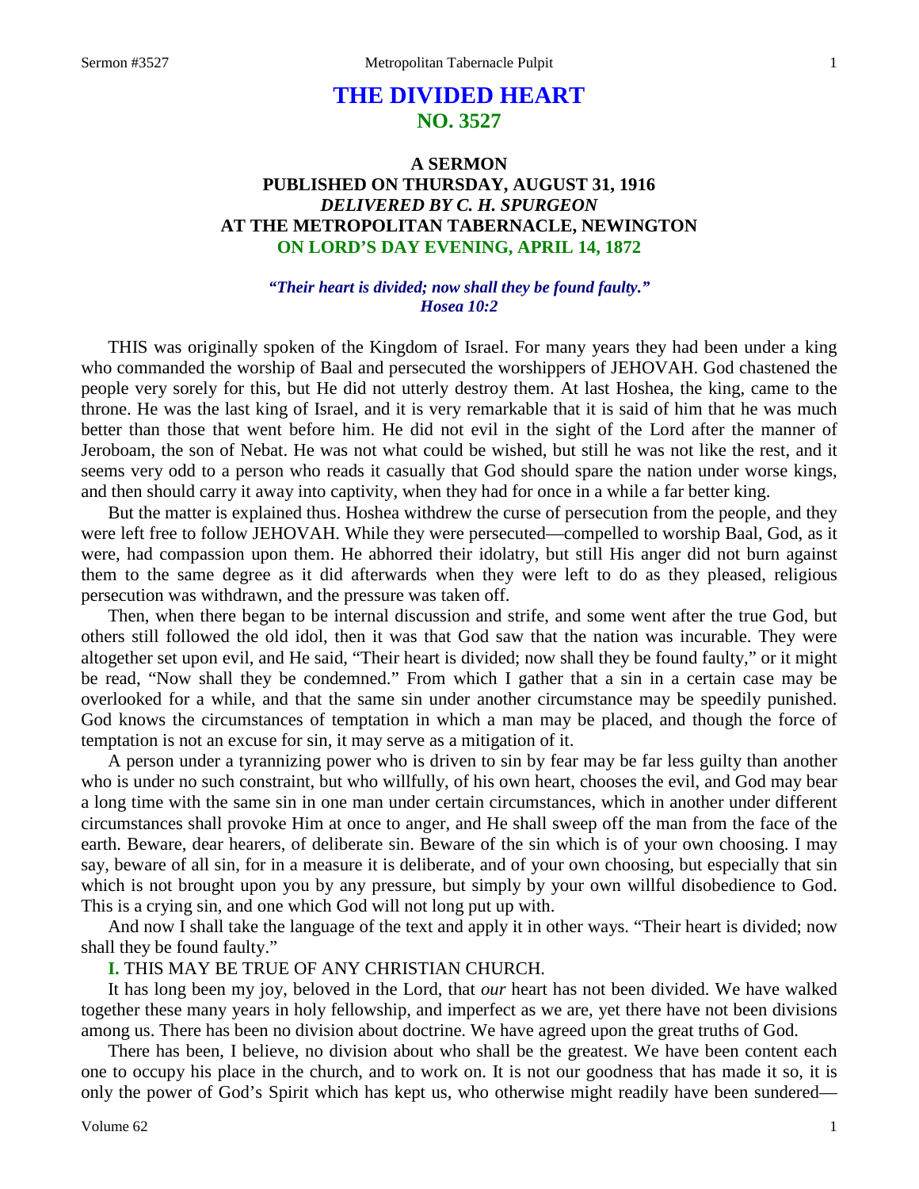# THE DIVIDED HEART
## NO. 3527

### A SERMON
### PUBLISHED ON THURSDAY, AUGUST 31, 1916
### *DELIVERED BY C. H. SPURGEON*
### AT THE METROPOLITAN TABERNACLE, NEWINGTON
### ON LORD'S DAY EVENING, APRIL 14, 1872

***"Their heart is divided; now shall they be found faulty."***
***Hosea 10:2***

THIS was originally spoken of the Kingdom of Israel. For many years they had been under a king who commanded the worship of Baal and persecuted the worshippers of JEHOVAH. God chastened the people very sorely for this, but He did not utterly destroy them. At last Hoshea, the king, came to the throne. He was the last king of Israel, and it is very remarkable that it is said of him that he was much better than those that went before him. He did not evil in the sight of the Lord after the manner of Jeroboam, the son of Nebat. He was not what could be wished, but still he was not like the rest, and it seems very odd to a person who reads it casually that God should spare the nation under worse kings, and then should carry it away into captivity, when they had for once in a while a far better king.

But the matter is explained thus. Hoshea withdrew the curse of persecution from the people, and they were left free to follow JEHOVAH. While they were persecuted—compelled to worship Baal, God, as it were, had compassion upon them. He abhorred their idolatry, but still His anger did not burn against them to the same degree as it did afterwards when they were left to do as they pleased, religious persecution was withdrawn, and the pressure was taken off.

Then, when there began to be internal discussion and strife, and some went after the true God, but others still followed the old idol, then it was that God saw that the nation was incurable. They were altogether set upon evil, and He said, "Their heart is divided; now shall they be found faulty," or it might be read, "Now shall they be condemned." From which I gather that a sin in a certain case may be overlooked for a while, and that the same sin under another circumstance may be speedily punished. God knows the circumstances of temptation in which a man may be placed, and though the force of temptation is not an excuse for sin, it may serve as a mitigation of it.

A person under a tyrannizing power who is driven to sin by fear may be far less guilty than another who is under no such constraint, but who willfully, of his own heart, chooses the evil, and God may bear a long time with the same sin in one man under certain circumstances, which in another under different circumstances shall provoke Him at once to anger, and He shall sweep off the man from the face of the earth. Beware, dear hearers, of deliberate sin. Beware of the sin which is of your own choosing. I may say, beware of all sin, for in a measure it is deliberate, and of your own choosing, but especially that sin which is not brought upon you by any pressure, but simply by your own willful disobedience to God. This is a crying sin, and one which God will not long put up with.

And now I shall take the language of the text and apply it in other ways. "Their heart is divided; now shall they be found faulty."

**I.** THIS MAY BE TRUE OF ANY CHRISTIAN CHURCH.

It has long been my joy, beloved in the Lord, that *our* heart has not been divided. We have walked together these many years in holy fellowship, and imperfect as we are, yet there have not been divisions among us. There has been no division about doctrine. We have agreed upon the great truths of God.

There has been, I believe, no division about who shall be the greatest. We have been content each one to occupy his place in the church, and to work on. It is not our goodness that has made it so, it is only the power of God's Spirit which has kept us, who otherwise might readily have been sundered—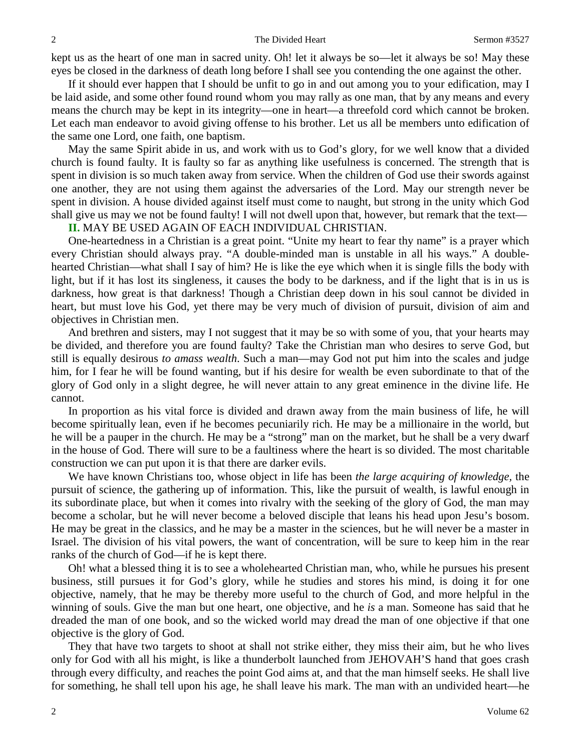kept us as the heart of one man in sacred unity. Oh! let it always be so—let it always be so! May these eyes be closed in the darkness of death long before I shall see you contending the one against the other.

If it should ever happen that I should be unfit to go in and out among you to your edification, may I be laid aside, and some other found round whom you may rally as one man, that by any means and every means the church may be kept in its integrity—one in heart—a threefold cord which cannot be broken. Let each man endeavor to avoid giving offense to his brother. Let us all be members unto edification of the same one Lord, one faith, one baptism.

May the same Spirit abide in us, and work with us to God's glory, for we well know that a divided church is found faulty. It is faulty so far as anything like usefulness is concerned. The strength that is spent in division is so much taken away from service. When the children of God use their swords against one another, they are not using them against the adversaries of the Lord. May our strength never be spent in division. A house divided against itself must come to naught, but strong in the unity which God shall give us may we not be found faulty! I will not dwell upon that, however, but remark that the text—

**II.** MAY BE USED AGAIN OF EACH INDIVIDUAL CHRISTIAN.

One-heartedness in a Christian is a great point. "Unite my heart to fear thy name" is a prayer which every Christian should always pray. "A double-minded man is unstable in all his ways." A double-hearted Christian—what shall I say of him? He is like the eye which when it is single fills the body with light, but if it has lost its singleness, it causes the body to be darkness, and if the light that is in us is darkness, how great is that darkness! Though a Christian deep down in his soul cannot be divided in heart, but must love his God, yet there may be very much of division of pursuit, division of aim and objectives in Christian men.

And brethren and sisters, may I not suggest that it may be so with some of you, that your hearts may be divided, and therefore you are found faulty? Take the Christian man who desires to serve God, but still is equally desirous *to amass wealth*. Such a man—may God not put him into the scales and judge him, for I fear he will be found wanting, but if his desire for wealth be even subordinate to that of the glory of God only in a slight degree, he will never attain to any great eminence in the divine life. He cannot.

In proportion as his vital force is divided and drawn away from the main business of life, he will become spiritually lean, even if he becomes pecuniarily rich. He may be a millionaire in the world, but he will be a pauper in the church. He may be a "strong" man on the market, but he shall be a very dwarf in the house of God. There will sure to be a faultiness where the heart is so divided. The most charitable construction we can put upon it is that there are darker evils.

We have known Christians too, whose object in life has been *the large acquiring of knowledge*, the pursuit of science, the gathering up of information. This, like the pursuit of wealth, is lawful enough in its subordinate place, but when it comes into rivalry with the seeking of the glory of God, the man may become a scholar, but he will never become a beloved disciple that leans his head upon Jesu's bosom. He may be great in the classics, and he may be a master in the sciences, but he will never be a master in Israel. The division of his vital powers, the want of concentration, will be sure to keep him in the rear ranks of the church of God—if he is kept there.

Oh! what a blessed thing it is to see a wholehearted Christian man, who, while he pursues his present business, still pursues it for God's glory, while he studies and stores his mind, is doing it for one objective, namely, that he may be thereby more useful to the church of God, and more helpful in the winning of souls. Give the man but one heart, one objective, and he *is* a man. Someone has said that he dreaded the man of one book, and so the wicked world may dread the man of one objective if that one objective is the glory of God.

They that have two targets to shoot at shall not strike either, they miss their aim, but he who lives only for God with all his might, is like a thunderbolt launched from JEHOVAH'S hand that goes crash through every difficulty, and reaches the point God aims at, and that the man himself seeks. He shall live for something, he shall tell upon his age, he shall leave his mark. The man with an undivided heart—he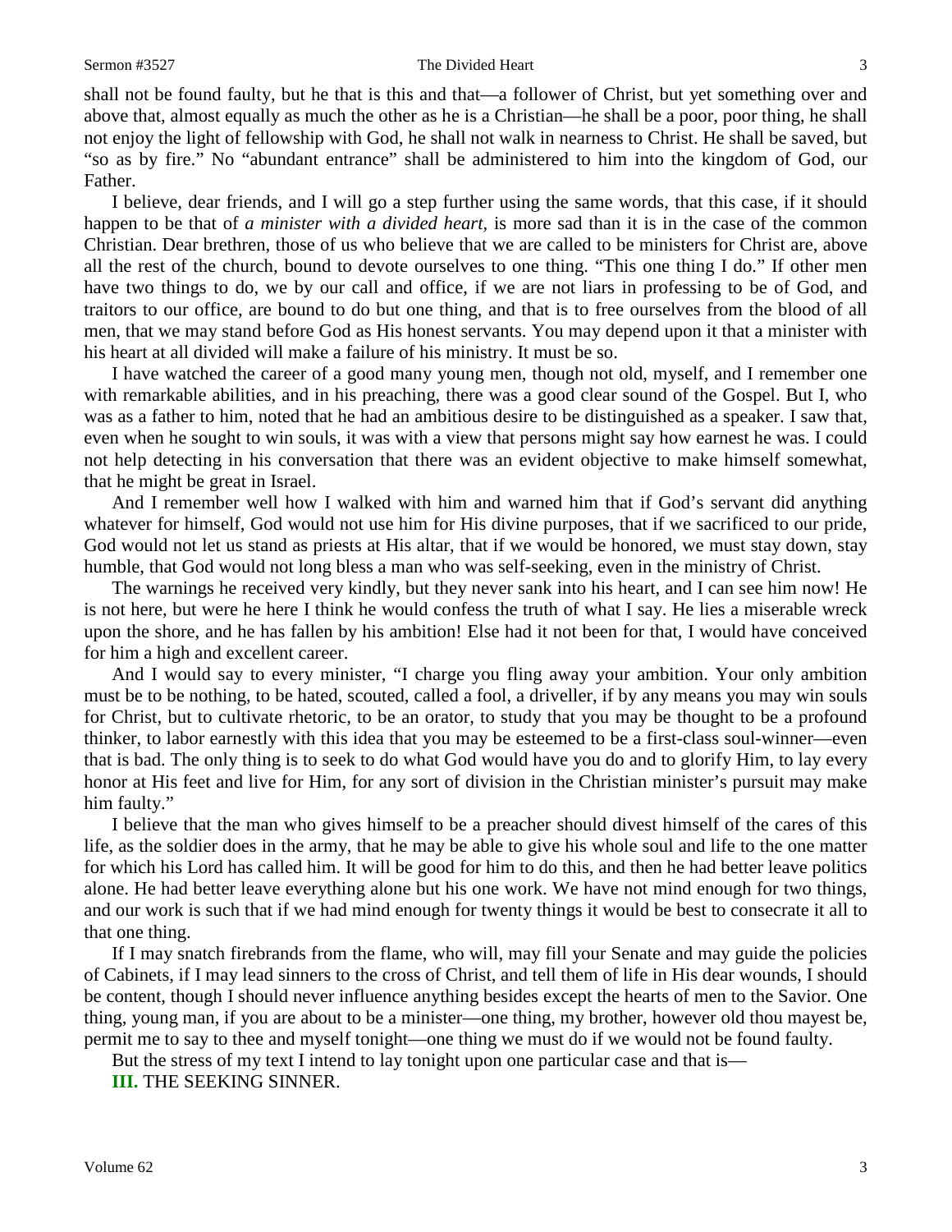shall not be found faulty, but he that is this and that—a follower of Christ, but yet something over and above that, almost equally as much the other as he is a Christian—he shall be a poor, poor thing, he shall not enjoy the light of fellowship with God, he shall not walk in nearness to Christ. He shall be saved, but "so as by fire." No "abundant entrance" shall be administered to him into the kingdom of God, our Father.

I believe, dear friends, and I will go a step further using the same words, that this case, if it should happen to be that of *a minister with a divided heart,* is more sad than it is in the case of the common Christian. Dear brethren, those of us who believe that we are called to be ministers for Christ are, above all the rest of the church, bound to devote ourselves to one thing. "This one thing I do." If other men have two things to do, we by our call and office, if we are not liars in professing to be of God, and traitors to our office, are bound to do but one thing, and that is to free ourselves from the blood of all men, that we may stand before God as His honest servants. You may depend upon it that a minister with his heart at all divided will make a failure of his ministry. It must be so.

I have watched the career of a good many young men, though not old, myself, and I remember one with remarkable abilities, and in his preaching, there was a good clear sound of the Gospel. But I, who was as a father to him, noted that he had an ambitious desire to be distinguished as a speaker. I saw that, even when he sought to win souls, it was with a view that persons might say how earnest he was. I could not help detecting in his conversation that there was an evident objective to make himself somewhat, that he might be great in Israel.

And I remember well how I walked with him and warned him that if God's servant did anything whatever for himself, God would not use him for His divine purposes, that if we sacrificed to our pride, God would not let us stand as priests at His altar, that if we would be honored, we must stay down, stay humble, that God would not long bless a man who was self-seeking, even in the ministry of Christ.

The warnings he received very kindly, but they never sank into his heart, and I can see him now! He is not here, but were he here I think he would confess the truth of what I say. He lies a miserable wreck upon the shore, and he has fallen by his ambition! Else had it not been for that, I would have conceived for him a high and excellent career.

And I would say to every minister, "I charge you fling away your ambition. Your only ambition must be to be nothing, to be hated, scouted, called a fool, a driveller, if by any means you may win souls for Christ, but to cultivate rhetoric, to be an orator, to study that you may be thought to be a profound thinker, to labor earnestly with this idea that you may be esteemed to be a first-class soul-winner—even that is bad. The only thing is to seek to do what God would have you do and to glorify Him, to lay every honor at His feet and live for Him, for any sort of division in the Christian minister's pursuit may make him faulty."

I believe that the man who gives himself to be a preacher should divest himself of the cares of this life, as the soldier does in the army, that he may be able to give his whole soul and life to the one matter for which his Lord has called him. It will be good for him to do this, and then he had better leave politics alone. He had better leave everything alone but his one work. We have not mind enough for two things, and our work is such that if we had mind enough for twenty things it would be best to consecrate it all to that one thing.

If I may snatch firebrands from the flame, who will, may fill your Senate and may guide the policies of Cabinets, if I may lead sinners to the cross of Christ, and tell them of life in His dear wounds, I should be content, though I should never influence anything besides except the hearts of men to the Savior. One thing, young man, if you are about to be a minister—one thing, my brother, however old thou mayest be, permit me to say to thee and myself tonight—one thing we must do if we would not be found faulty.

But the stress of my text I intend to lay tonight upon one particular case and that is—

**III.** THE SEEKING SINNER.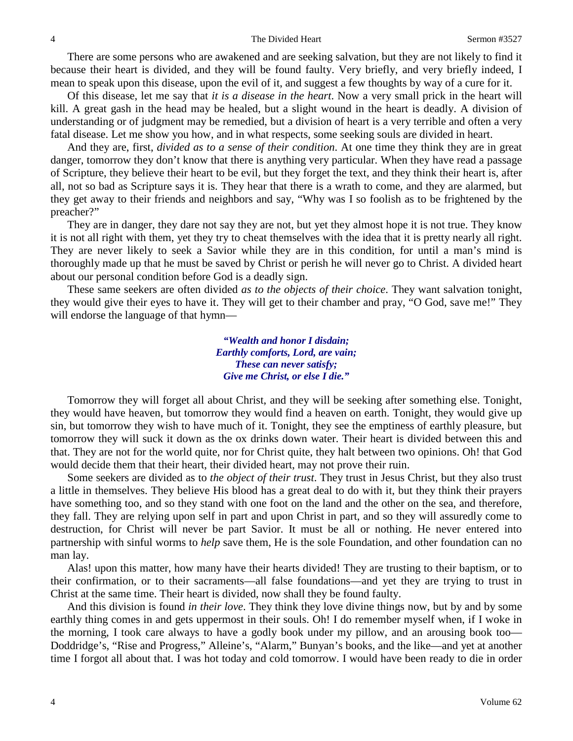There are some persons who are awakened and are seeking salvation, but they are not likely to find it because their heart is divided, and they will be found faulty. Very briefly, and very briefly indeed, I mean to speak upon this disease, upon the evil of it, and suggest a few thoughts by way of a cure for it.

Of this disease, let me say that *it is a disease in the heart*. Now a very small prick in the heart will kill. A great gash in the head may be healed, but a slight wound in the heart is deadly. A division of understanding or of judgment may be remedied, but a division of heart is a very terrible and often a very fatal disease. Let me show you how, and in what respects, some seeking souls are divided in heart.

And they are, first, *divided as to a sense of their condition*. At one time they think they are in great danger, tomorrow they don't know that there is anything very particular. When they have read a passage of Scripture, they believe their heart to be evil, but they forget the text, and they think their heart is, after all, not so bad as Scripture says it is. They hear that there is a wrath to come, and they are alarmed, but they get away to their friends and neighbors and say, "Why was I so foolish as to be frightened by the preacher?"

They are in danger, they dare not say they are not, but yet they almost hope it is not true. They know it is not all right with them, yet they try to cheat themselves with the idea that it is pretty nearly all right. They are never likely to seek a Savior while they are in this condition, for until a man's mind is thoroughly made up that he must be saved by Christ or perish he will never go to Christ. A divided heart about our personal condition before God is a deadly sign.

These same seekers are often divided *as to the objects of their choice*. They want salvation tonight, they would give their eyes to have it. They will get to their chamber and pray, "O God, save me!" They will endorse the language of that hymn—

> ***"Wealth and honor I disdain;***
> ***Earthly comforts, Lord, are vain;***
> ***These can never satisfy;***
> ***Give me Christ, or else I die."***

Tomorrow they will forget all about Christ, and they will be seeking after something else. Tonight, they would have heaven, but tomorrow they would find a heaven on earth. Tonight, they would give up sin, but tomorrow they wish to have much of it. Tonight, they see the emptiness of earthly pleasure, but tomorrow they will suck it down as the ox drinks down water. Their heart is divided between this and that. They are not for the world quite, nor for Christ quite, they halt between two opinions. Oh! that God would decide them that their heart, their divided heart, may not prove their ruin.

Some seekers are divided as to *the object of their trust*. They trust in Jesus Christ, but they also trust a little in themselves. They believe His blood has a great deal to do with it, but they think their prayers have something too, and so they stand with one foot on the land and the other on the sea, and therefore, they fall. They are relying upon self in part and upon Christ in part, and so they will assuredly come to destruction, for Christ will never be part Savior. It must be all or nothing. He never entered into partnership with sinful worms to *help* save them, He is the sole Foundation, and other foundation can no man lay.

Alas! upon this matter, how many have their hearts divided! They are trusting to their baptism, or to their confirmation, or to their sacraments—all false foundations—and yet they are trying to trust in Christ at the same time. Their heart is divided, now shall they be found faulty.

And this division is found *in their love*. They think they love divine things now, but by and by some earthly thing comes in and gets uppermost in their souls. Oh! I do remember myself when, if I woke in the morning, I took care always to have a godly book under my pillow, and an arousing book too—Doddridge's, "Rise and Progress," Alleine's, "Alarm," Bunyan's books, and the like—and yet at another time I forgot all about that. I was hot today and cold tomorrow. I would have been ready to die in order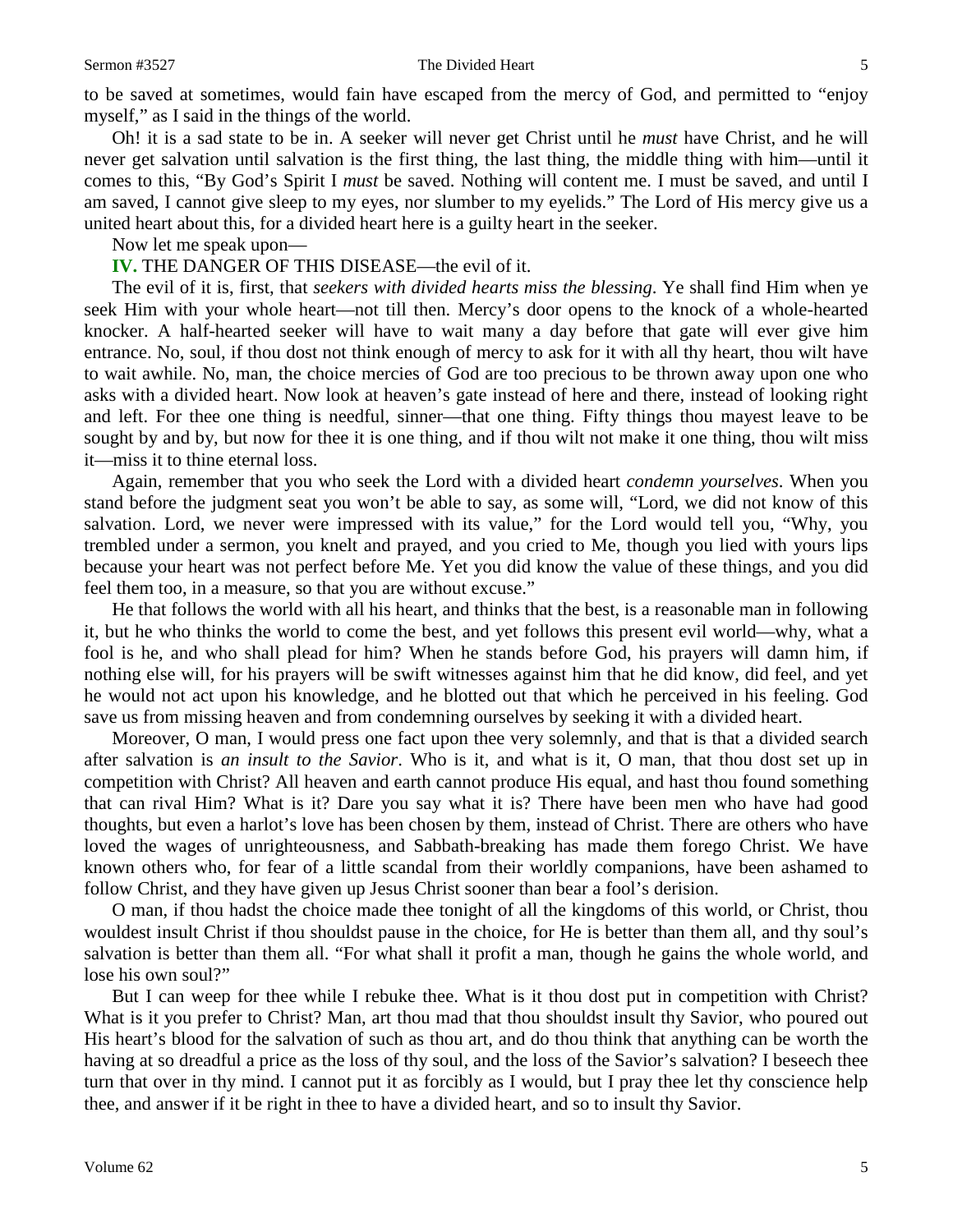to be saved at sometimes, would fain have escaped from the mercy of God, and permitted to "enjoy myself," as I said in the things of the world.

Oh! it is a sad state to be in. A seeker will never get Christ until he *must* have Christ, and he will never get salvation until salvation is the first thing, the last thing, the middle thing with him—until it comes to this, "By God's Spirit I *must* be saved. Nothing will content me. I must be saved, and until I am saved, I cannot give sleep to my eyes, nor slumber to my eyelids." The Lord of His mercy give us a united heart about this, for a divided heart here is a guilty heart in the seeker.

Now let me speak upon—

**IV.** THE DANGER OF THIS DISEASE—the evil of it.

The evil of it is, first, that *seekers with divided hearts miss the blessing*. Ye shall find Him when ye seek Him with your whole heart—not till then. Mercy's door opens to the knock of a whole-hearted knocker. A half-hearted seeker will have to wait many a day before that gate will ever give him entrance. No, soul, if thou dost not think enough of mercy to ask for it with all thy heart, thou wilt have to wait awhile. No, man, the choice mercies of God are too precious to be thrown away upon one who asks with a divided heart. Now look at heaven's gate instead of here and there, instead of looking right and left. For thee one thing is needful, sinner—that one thing. Fifty things thou mayest leave to be sought by and by, but now for thee it is one thing, and if thou wilt not make it one thing, thou wilt miss it—miss it to thine eternal loss.

Again, remember that you who seek the Lord with a divided heart *condemn yourselves*. When you stand before the judgment seat you won't be able to say, as some will, "Lord, we did not know of this salvation. Lord, we never were impressed with its value," for the Lord would tell you, "Why, you trembled under a sermon, you knelt and prayed, and you cried to Me, though you lied with yours lips because your heart was not perfect before Me. Yet you did know the value of these things, and you did feel them too, in a measure, so that you are without excuse."

He that follows the world with all his heart, and thinks that the best, is a reasonable man in following it, but he who thinks the world to come the best, and yet follows this present evil world—why, what a fool is he, and who shall plead for him? When he stands before God, his prayers will damn him, if nothing else will, for his prayers will be swift witnesses against him that he did know, did feel, and yet he would not act upon his knowledge, and he blotted out that which he perceived in his feeling. God save us from missing heaven and from condemning ourselves by seeking it with a divided heart.

Moreover, O man, I would press one fact upon thee very solemnly, and that is that a divided search after salvation is *an insult to the Savior*. Who is it, and what is it, O man, that thou dost set up in competition with Christ? All heaven and earth cannot produce His equal, and hast thou found something that can rival Him? What is it? Dare you say what it is? There have been men who have had good thoughts, but even a harlot's love has been chosen by them, instead of Christ. There are others who have loved the wages of unrighteousness, and Sabbath-breaking has made them forego Christ. We have known others who, for fear of a little scandal from their worldly companions, have been ashamed to follow Christ, and they have given up Jesus Christ sooner than bear a fool's derision.

O man, if thou hadst the choice made thee tonight of all the kingdoms of this world, or Christ, thou wouldest insult Christ if thou shouldst pause in the choice, for He is better than them all, and thy soul's salvation is better than them all. "For what shall it profit a man, though he gains the whole world, and lose his own soul?"

But I can weep for thee while I rebuke thee. What is it thou dost put in competition with Christ? What is it you prefer to Christ? Man, art thou mad that thou shouldst insult thy Savior, who poured out His heart's blood for the salvation of such as thou art, and do thou think that anything can be worth the having at so dreadful a price as the loss of thy soul, and the loss of the Savior's salvation? I beseech thee turn that over in thy mind. I cannot put it as forcibly as I would, but I pray thee let thy conscience help thee, and answer if it be right in thee to have a divided heart, and so to insult thy Savior.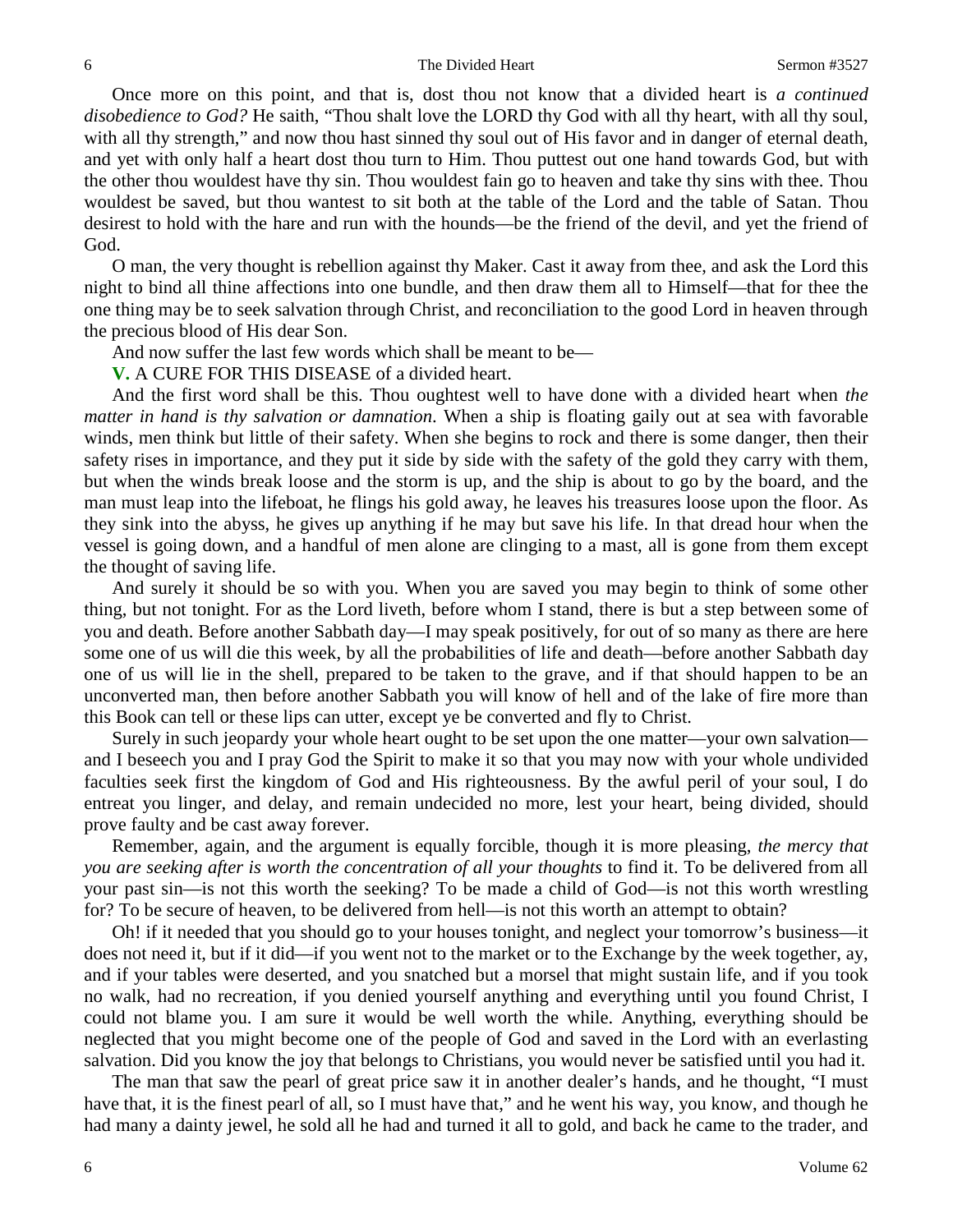Once more on this point, and that is, dost thou not know that a divided heart is *a continued disobedience to God?* He saith, "Thou shalt love the LORD thy God with all thy heart, with all thy soul, with all thy strength," and now thou hast sinned thy soul out of His favor and in danger of eternal death, and yet with only half a heart dost thou turn to Him. Thou puttest out one hand towards God, but with the other thou wouldest have thy sin. Thou wouldest fain go to heaven and take thy sins with thee. Thou wouldest be saved, but thou wantest to sit both at the table of the Lord and the table of Satan. Thou desirest to hold with the hare and run with the hounds—be the friend of the devil, and yet the friend of God.

O man, the very thought is rebellion against thy Maker. Cast it away from thee, and ask the Lord this night to bind all thine affections into one bundle, and then draw them all to Himself—that for thee the one thing may be to seek salvation through Christ, and reconciliation to the good Lord in heaven through the precious blood of His dear Son.

And now suffer the last few words which shall be meant to be—

**V.** A CURE FOR THIS DISEASE of a divided heart.

And the first word shall be this. Thou oughtest well to have done with a divided heart when *the matter in hand is thy salvation or damnation*. When a ship is floating gaily out at sea with favorable winds, men think but little of their safety. When she begins to rock and there is some danger, then their safety rises in importance, and they put it side by side with the safety of the gold they carry with them, but when the winds break loose and the storm is up, and the ship is about to go by the board, and the man must leap into the lifeboat, he flings his gold away, he leaves his treasures loose upon the floor. As they sink into the abyss, he gives up anything if he may but save his life. In that dread hour when the vessel is going down, and a handful of men alone are clinging to a mast, all is gone from them except the thought of saving life.

And surely it should be so with you. When you are saved you may begin to think of some other thing, but not tonight. For as the Lord liveth, before whom I stand, there is but a step between some of you and death. Before another Sabbath day—I may speak positively, for out of so many as there are here some one of us will die this week, by all the probabilities of life and death—before another Sabbath day one of us will lie in the shell, prepared to be taken to the grave, and if that should happen to be an unconverted man, then before another Sabbath you will know of hell and of the lake of fire more than this Book can tell or these lips can utter, except ye be converted and fly to Christ.

Surely in such jeopardy your whole heart ought to be set upon the one matter—your own salvation—and I beseech you and I pray God the Spirit to make it so that you may now with your whole undivided faculties seek first the kingdom of God and His righteousness. By the awful peril of your soul, I do entreat you linger, and delay, and remain undecided no more, lest your heart, being divided, should prove faulty and be cast away forever.

Remember, again, and the argument is equally forcible, though it is more pleasing, *the mercy that you are seeking after is worth the concentration of all your thoughts* to find it. To be delivered from all your past sin—is not this worth the seeking? To be made a child of God—is not this worth wrestling for? To be secure of heaven, to be delivered from hell—is not this worth an attempt to obtain?

Oh! if it needed that you should go to your houses tonight, and neglect your tomorrow's business—it does not need it, but if it did—if you went not to the market or to the Exchange by the week together, ay, and if your tables were deserted, and you snatched but a morsel that might sustain life, and if you took no walk, had no recreation, if you denied yourself anything and everything until you found Christ, I could not blame you. I am sure it would be well worth the while. Anything, everything should be neglected that you might become one of the people of God and saved in the Lord with an everlasting salvation. Did you know the joy that belongs to Christians, you would never be satisfied until you had it.

The man that saw the pearl of great price saw it in another dealer's hands, and he thought, "I must have that, it is the finest pearl of all, so I must have that," and he went his way, you know, and though he had many a dainty jewel, he sold all he had and turned it all to gold, and back he came to the trader, and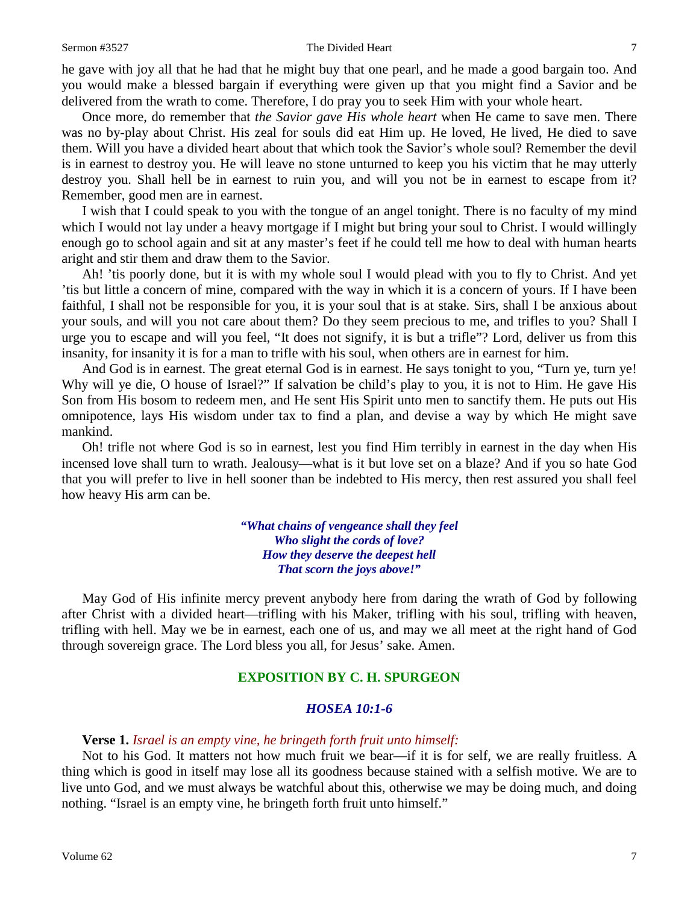he gave with joy all that he had that he might buy that one pearl, and he made a good bargain too. And you would make a blessed bargain if everything were given up that you might find a Savior and be delivered from the wrath to come. Therefore, I do pray you to seek Him with your whole heart.

Once more, do remember that *the Savior gave His whole heart* when He came to save men. There was no by-play about Christ. His zeal for souls did eat Him up. He loved, He lived, He died to save them. Will you have a divided heart about that which took the Savior's whole soul? Remember the devil is in earnest to destroy you. He will leave no stone unturned to keep you his victim that he may utterly destroy you. Shall hell be in earnest to ruin you, and will you not be in earnest to escape from it? Remember, good men are in earnest.

I wish that I could speak to you with the tongue of an angel tonight. There is no faculty of my mind which I would not lay under a heavy mortgage if I might but bring your soul to Christ. I would willingly enough go to school again and sit at any master's feet if he could tell me how to deal with human hearts aright and stir them and draw them to the Savior.

Ah! 'tis poorly done, but it is with my whole soul I would plead with you to fly to Christ. And yet 'tis but little a concern of mine, compared with the way in which it is a concern of yours. If I have been faithful, I shall not be responsible for you, it is your soul that is at stake. Sirs, shall I be anxious about your souls, and will you not care about them? Do they seem precious to me, and trifles to you? Shall I urge you to escape and will you feel, "It does not signify, it is but a trifle"? Lord, deliver us from this insanity, for insanity it is for a man to trifle with his soul, when others are in earnest for him.

And God is in earnest. The great eternal God is in earnest. He says tonight to you, "Turn ye, turn ye! Why will ye die, O house of Israel?" If salvation be child's play to you, it is not to Him. He gave His Son from His bosom to redeem men, and He sent His Spirit unto men to sanctify them. He puts out His omnipotence, lays His wisdom under tax to find a plan, and devise a way by which He might save mankind.

Oh! trifle not where God is so in earnest, lest you find Him terribly in earnest in the day when His incensed love shall turn to wrath. Jealousy—what is it but love set on a blaze? And if you so hate God that you will prefer to live in hell sooner than be indebted to His mercy, then rest assured you shall feel how heavy His arm can be.

> ***"What chains of vengeance shall they feel***
> ***Who slight the cords of love?***
> ***How they deserve the deepest hell***
> ***That scorn the joys above!"***

May God of His infinite mercy prevent anybody here from daring the wrath of God by following after Christ with a divided heart—trifling with his Maker, trifling with his soul, trifling with heaven, trifling with hell. May we be in earnest, each one of us, and may we all meet at the right hand of God through sovereign grace. The Lord bless you all, for Jesus' sake. Amen.

## EXPOSITION BY C. H. SPURGEON

### *HOSEA 10:1-6*

**Verse 1.** *Israel is an empty vine, he bringeth forth fruit unto himself:*

Not to his God. It matters not how much fruit we bear—if it is for self, we are really fruitless. A thing which is good in itself may lose all its goodness because stained with a selfish motive. We are to live unto God, and we must always be watchful about this, otherwise we may be doing much, and doing nothing. "Israel is an empty vine, he bringeth forth fruit unto himself."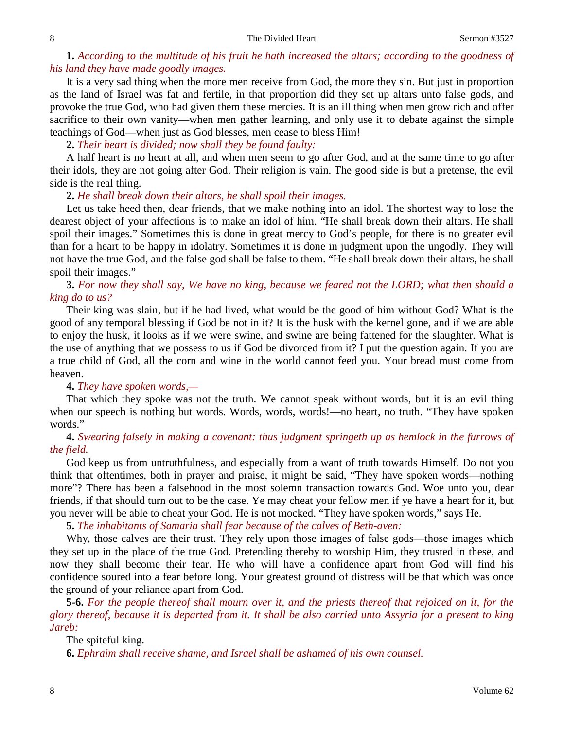**1.** *According to the multitude of his fruit he hath increased the altars; according to the goodness of his land they have made goodly images.*

It is a very sad thing when the more men receive from God, the more they sin. But just in proportion as the land of Israel was fat and fertile, in that proportion did they set up altars unto false gods, and provoke the true God, who had given them these mercies. It is an ill thing when men grow rich and offer sacrifice to their own vanity—when men gather learning, and only use it to debate against the simple teachings of God—when just as God blesses, men cease to bless Him!

**2.** *Their heart is divided; now shall they be found faulty:*

A half heart is no heart at all, and when men seem to go after God, and at the same time to go after their idols, they are not going after God. Their religion is vain. The good side is but a pretense, the evil side is the real thing.

**2.** *He shall break down their altars, he shall spoil their images.*

Let us take heed then, dear friends, that we make nothing into an idol. The shortest way to lose the dearest object of your affections is to make an idol of him. "He shall break down their altars. He shall spoil their images." Sometimes this is done in great mercy to God's people, for there is no greater evil than for a heart to be happy in idolatry. Sometimes it is done in judgment upon the ungodly. They will not have the true God, and the false god shall be false to them. "He shall break down their altars, he shall spoil their images."

**3.** *For now they shall say, We have no king, because we feared not the LORD; what then should a king do to us?*

Their king was slain, but if he had lived, what would be the good of him without God? What is the good of any temporal blessing if God be not in it? It is the husk with the kernel gone, and if we are able to enjoy the husk, it looks as if we were swine, and swine are being fattened for the slaughter. What is the use of anything that we possess to us if God be divorced from it? I put the question again. If you are a true child of God, all the corn and wine in the world cannot feed you. Your bread must come from heaven.

**4.** *They have spoken words,—*

That which they spoke was not the truth. We cannot speak without words, but it is an evil thing when our speech is nothing but words. Words, words, words!—no heart, no truth. "They have spoken words."

**4.** *Swearing falsely in making a covenant: thus judgment springeth up as hemlock in the furrows of the field.*

God keep us from untruthfulness, and especially from a want of truth towards Himself. Do not you think that oftentimes, both in prayer and praise, it might be said, "They have spoken words—nothing more"? There has been a falsehood in the most solemn transaction towards God. Woe unto you, dear friends, if that should turn out to be the case. Ye may cheat your fellow men if ye have a heart for it, but you never will be able to cheat your God. He is not mocked. "They have spoken words," says He.

**5.** *The inhabitants of Samaria shall fear because of the calves of Beth-aven:*

Why, those calves are their trust. They rely upon those images of false gods—those images which they set up in the place of the true God. Pretending thereby to worship Him, they trusted in these, and now they shall become their fear. He who will have a confidence apart from God will find his confidence soured into a fear before long. Your greatest ground of distress will be that which was once the ground of your reliance apart from God.

**5-6.** *For the people thereof shall mourn over it, and the priests thereof that rejoiced on it, for the glory thereof, because it is departed from it. It shall be also carried unto Assyria for a present to king Jareb:*

The spiteful king.

**6.** *Ephraim shall receive shame, and Israel shall be ashamed of his own counsel.*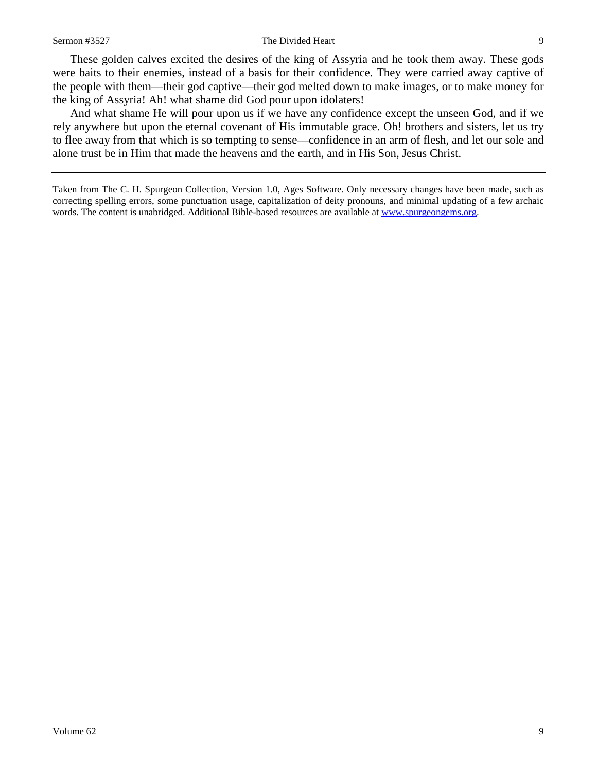These golden calves excited the desires of the king of Assyria and he took them away. These gods were baits to their enemies, instead of a basis for their confidence. They were carried away captive of the people with them—their god captive—their god melted down to make images, or to make money for the king of Assyria! Ah! what shame did God pour upon idolaters!

And what shame He will pour upon us if we have any confidence except the unseen God, and if we rely anywhere but upon the eternal covenant of His immutable grace. Oh! brothers and sisters, let us try to flee away from that which is so tempting to sense—confidence in an arm of flesh, and let our sole and alone trust be in Him that made the heavens and the earth, and in His Son, Jesus Christ.

---

Taken from The C. H. Spurgeon Collection, Version 1.0, Ages Software. Only necessary changes have been made, such as correcting spelling errors, some punctuation usage, capitalization of deity pronouns, and minimal updating of a few archaic words. The content is unabridged. Additional Bible-based resources are available at [www.spurgeongems.org](http://www.spurgeongems.org).